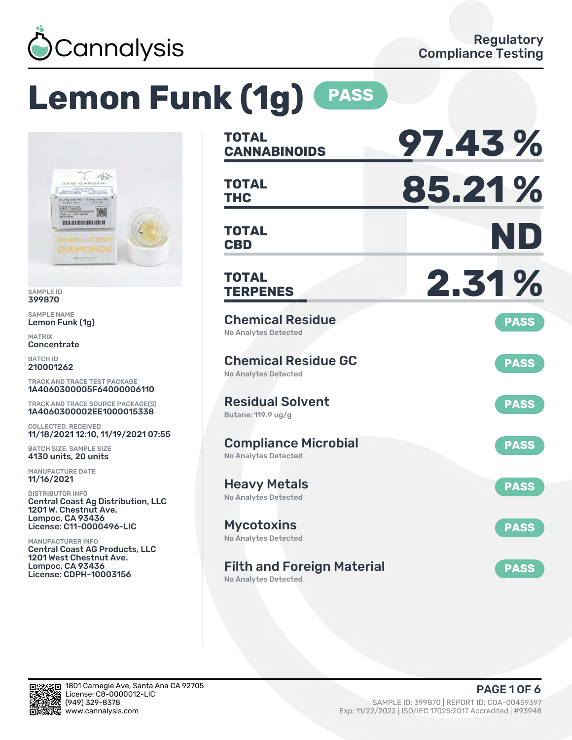Cannalysis

Regulatory Compliance Testing

# Lemon Funk (1g) PASS

SAMPLE ID
399870

SAMPLE NAME
Lemon Funk (1g)

MATRIX
Concentrate

BATCH ID
210001262

TRACK AND TRACE TEST PACKAGE
1A4060300005F64000006110

TRACK AND TRACE SOURCE PACKAGE(S)
1A4060300002EE1000015338

COLLECTED, RECEIVED
11/18/2021 12:10, 11/19/2021 07:55

BATCH SIZE, SAMPLE SIZE
4130 units, 20 units

MANUFACTURE DATE
11/16/2021

DISTRIBUTOR INFO
Central Coast Ag Distribution, LLC
1201 W. Chestnut Ave.
Lompoc, CA 93436
License: C11-0000496-LIC

MANUFACTURER INFO
Central Coast AG Products, LLC
1201 West Chestnut Ave.
Lompoc, CA 93436
License: CDPH-10003156

| | |
|---|---|
| **TOTAL CANNABINOIDS** | **97.43 %** |
| **TOTAL THC** | **85.21 %** |
| **TOTAL CBD** | **ND** |
| **TOTAL TERPENES** | **2.31 %** |

| Test | Result |
|---|---|
| **Chemical Residue** — No Analytes Detected | PASS |
| **Chemical Residue GC** — No Analytes Detected | PASS |
| **Residual Solvent** — Butane: 119.9 ug/g | PASS |
| **Compliance Microbial** — No Analytes Detected | PASS |
| **Heavy Metals** — No Analytes Detected | PASS |
| **Mycotoxins** — No Analytes Detected | PASS |
| **Filth and Foreign Material** — No Analytes Detected | PASS |

1801 Carnegie Ave, Santa Ana CA 92705
License: C8-0000012-LIC
(949) 329-8378
www.cannalysis.com

SAMPLE ID: 399870 | REPORT ID: COA-00459397
Exp: 11/22/2022 | ISO/IEC 17025:2017 Accredited | #93948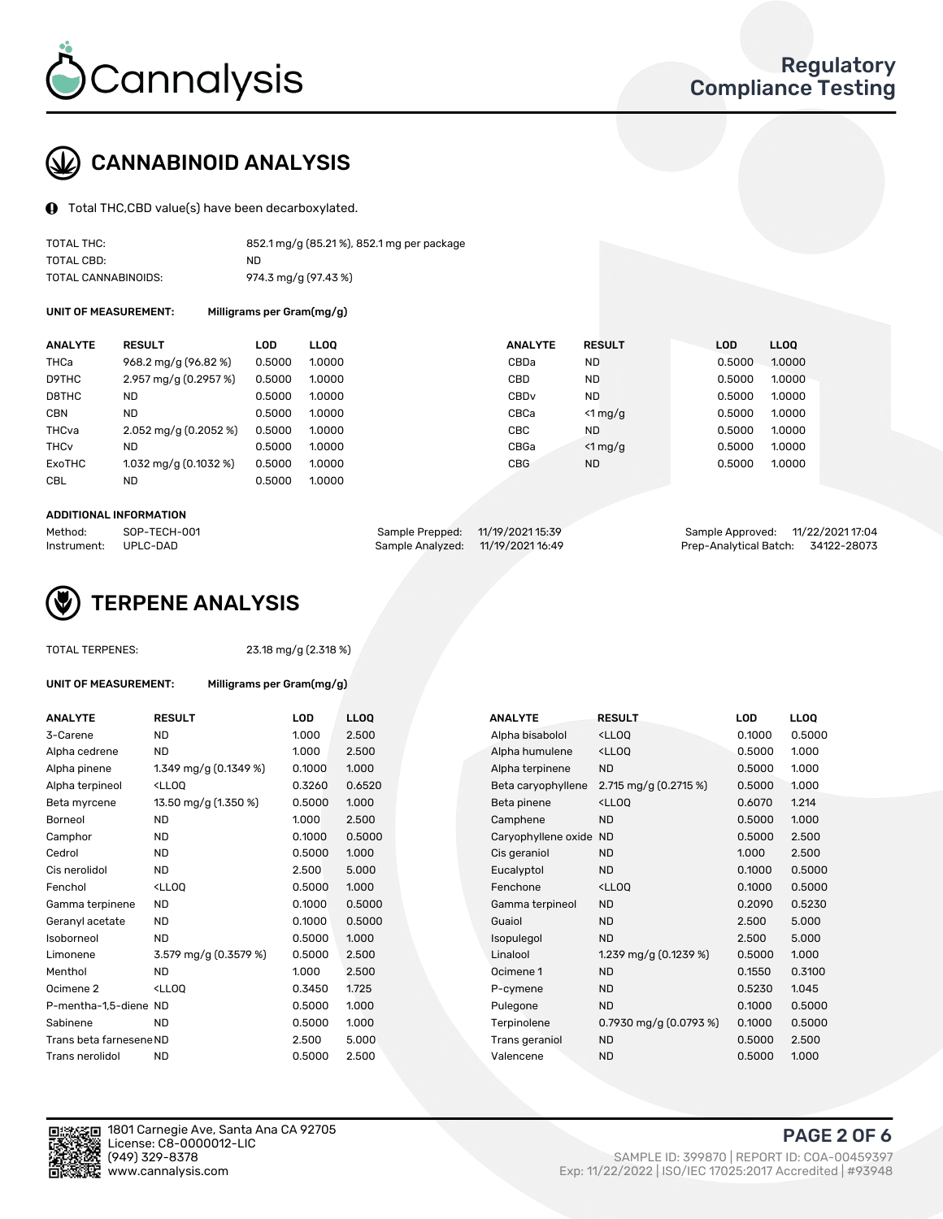# Cannalysis

**Regulatory Compliance Testing**

## CANNABINOID ANALYSIS

Total THC,CBD value(s) have been decarboxylated.

| | |
|---|---|
| TOTAL THC: | 852.1 mg/g (85.21 %), 852.1 mg per package |
| TOTAL CBD: | ND |
| TOTAL CANNABINOIDS: | 974.3 mg/g (97.43 %) |

**UNIT OF MEASUREMENT:** Milligrams per Gram(mg/g)

| ANALYTE | RESULT | LOD | LLOQ | ANALYTE | RESULT | LOD | LLOQ |
|---|---|---|---|---|---|---|---|
| THCa | 968.2 mg/g (96.82 %) | 0.5000 | 1.0000 | CBDa | ND | 0.5000 | 1.0000 |
| D9THC | 2.957 mg/g (0.2957 %) | 0.5000 | 1.0000 | CBD | ND | 0.5000 | 1.0000 |
| D8THC | ND | 0.5000 | 1.0000 | CBDv | ND | 0.5000 | 1.0000 |
| CBN | ND | 0.5000 | 1.0000 | CBCa | <1 mg/g | 0.5000 | 1.0000 |
| THCva | 2.052 mg/g (0.2052 %) | 0.5000 | 1.0000 | CBC | ND | 0.5000 | 1.0000 |
| THCv | ND | 0.5000 | 1.0000 | CBGa | <1 mg/g | 0.5000 | 1.0000 |
| ExoTHC | 1.032 mg/g (0.1032 %) | 0.5000 | 1.0000 | CBG | ND | 0.5000 | 1.0000 |
| CBL | ND | 0.5000 | 1.0000 | | | | |

**ADDITIONAL INFORMATION**

| | | | | | |
|---|---|---|---|---|---|
| Method: | SOP-TECH-001 | Sample Prepped: | 11/19/2021 15:39 | Sample Approved: | 11/22/2021 17:04 |
| Instrument: | UPLC-DAD | Sample Analyzed: | 11/19/2021 16:49 | Prep-Analytical Batch: | 34122-28073 |

## TERPENE ANALYSIS

TOTAL TERPENES: 23.18 mg/g (2.318 %)

**UNIT OF MEASUREMENT:** Milligrams per Gram(mg/g)

| ANALYTE | RESULT | LOD | LLOQ | ANALYTE | RESULT | LOD | LLOQ |
|---|---|---|---|---|---|---|---|
| 3-Carene | ND | 1.000 | 2.500 | Alpha bisabolol | <LLOQ | 0.1000 | 0.5000 |
| Alpha cedrene | ND | 1.000 | 2.500 | Alpha humulene | <LLOQ | 0.5000 | 1.000 |
| Alpha pinene | 1.349 mg/g (0.1349 %) | 0.1000 | 1.000 | Alpha terpinene | ND | 0.5000 | 1.000 |
| Alpha terpineol | <LLOQ | 0.3260 | 0.6520 | Beta caryophyllene | 2.715 mg/g (0.2715 %) | 0.5000 | 1.000 |
| Beta myrcene | 13.50 mg/g (1.350 %) | 0.5000 | 1.000 | Beta pinene | <LLOQ | 0.6070 | 1.214 |
| Borneol | ND | 1.000 | 2.500 | Camphene | ND | 0.5000 | 1.000 |
| Camphor | ND | 0.1000 | 0.5000 | Caryophyllene oxide | ND | 0.5000 | 2.500 |
| Cedrol | ND | 0.5000 | 1.000 | Cis geraniol | ND | 1.000 | 2.500 |
| Cis nerolidol | ND | 2.500 | 5.000 | Eucalyptol | ND | 0.1000 | 0.5000 |
| Fenchol | <LLOQ | 0.5000 | 1.000 | Fenchone | <LLOQ | 0.1000 | 0.5000 |
| Gamma terpinene | ND | 0.1000 | 0.5000 | Gamma terpineol | ND | 0.2090 | 0.5230 |
| Geranyl acetate | ND | 0.1000 | 0.5000 | Guaiol | ND | 2.500 | 5.000 |
| Isoborneol | ND | 0.5000 | 1.000 | Isopulegol | ND | 2.500 | 5.000 |
| Limonene | 3.579 mg/g (0.3579 %) | 0.5000 | 2.500 | Linalool | 1.239 mg/g (0.1239 %) | 0.5000 | 1.000 |
| Menthol | ND | 1.000 | 2.500 | Ocimene 1 | ND | 0.1550 | 0.3100 |
| Ocimene 2 | <LLOQ | 0.3450 | 1.725 | P-cymene | ND | 0.5230 | 1.045 |
| P-mentha-1,5-diene | ND | 0.5000 | 1.000 | Pulegone | ND | 0.1000 | 0.5000 |
| Sabinene | ND | 0.5000 | 1.000 | Terpinolene | 0.7930 mg/g (0.0793 %) | 0.1000 | 0.5000 |
| Trans beta farnesene | ND | 2.500 | 5.000 | Trans geraniol | ND | 0.5000 | 2.500 |
| Trans nerolidol | ND | 0.5000 | 2.500 | Valencene | ND | 0.5000 | 1.000 |

1801 Carnegie Ave, Santa Ana CA 92705
License: C8-0000012-LIC
(949) 329-8378
www.cannalysis.com

SAMPLE ID: 399870 | REPORT ID: COA-00459397
Exp: 11/22/2022 | ISO/IEC 17025:2017 Accredited | #93948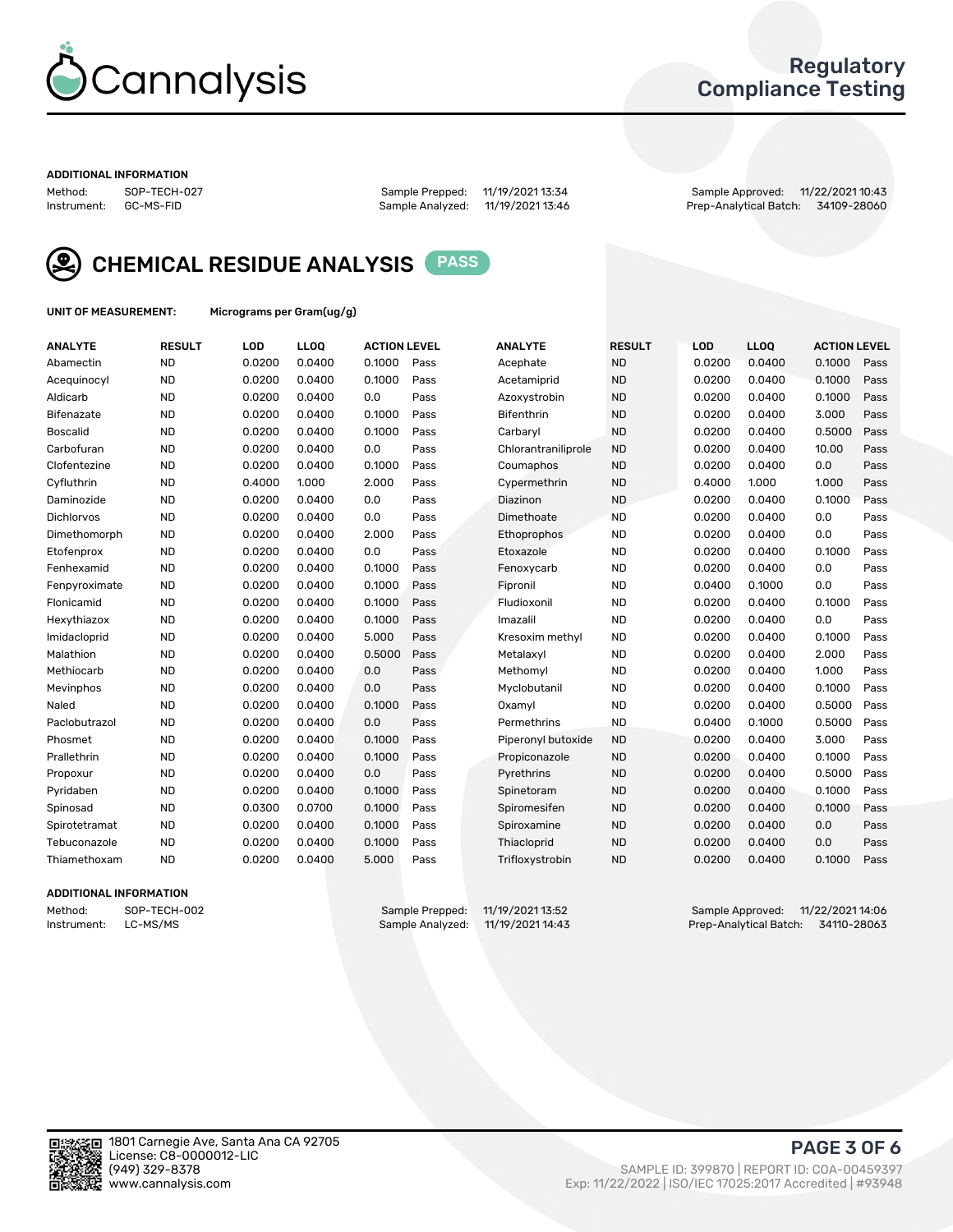# Regulatory Compliance Testing

## ADDITIONAL INFORMATION

| | | | | | |
|---|---|---|---|---|---|
| Method: | SOP-TECH-027 | Sample Prepped: | 11/19/2021 13:34 | Sample Approved: | 11/22/2021 10:43 |
| Instrument: | GC-MS-FID | Sample Analyzed: | 11/19/2021 13:46 | Prep-Analytical Batch: | 34109-28060 |

## CHEMICAL RESIDUE ANALYSIS PASS

**UNIT OF MEASUREMENT:** Micrograms per Gram(ug/g)

| ANALYTE | RESULT | LOD | LLOQ | ACTION LEVEL | | ANALYTE | RESULT | LOD | LLOQ | ACTION LEVEL | |
|---|---|---|---|---|---|---|---|---|---|---|---|
| Abamectin | ND | 0.0200 | 0.0400 | 0.1000 | Pass | Acephate | ND | 0.0200 | 0.0400 | 0.1000 | Pass |
| Acequinocyl | ND | 0.0200 | 0.0400 | 0.1000 | Pass | Acetamiprid | ND | 0.0200 | 0.0400 | 0.1000 | Pass |
| Aldicarb | ND | 0.0200 | 0.0400 | 0.0 | Pass | Azoxystrobin | ND | 0.0200 | 0.0400 | 0.1000 | Pass |
| Bifenazate | ND | 0.0200 | 0.0400 | 0.1000 | Pass | Bifenthrin | ND | 0.0200 | 0.0400 | 3.000 | Pass |
| Boscalid | ND | 0.0200 | 0.0400 | 0.1000 | Pass | Carbaryl | ND | 0.0200 | 0.0400 | 0.5000 | Pass |
| Carbofuran | ND | 0.0200 | 0.0400 | 0.0 | Pass | Chlorantraniliprole | ND | 0.0200 | 0.0400 | 10.00 | Pass |
| Clofentezine | ND | 0.0200 | 0.0400 | 0.1000 | Pass | Coumaphos | ND | 0.0200 | 0.0400 | 0.0 | Pass |
| Cyfluthrin | ND | 0.4000 | 1.000 | 2.000 | Pass | Cypermethrin | ND | 0.4000 | 1.000 | 1.000 | Pass |
| Daminozide | ND | 0.0200 | 0.0400 | 0.0 | Pass | Diazinon | ND | 0.0200 | 0.0400 | 0.1000 | Pass |
| Dichlorvos | ND | 0.0200 | 0.0400 | 0.0 | Pass | Dimethoate | ND | 0.0200 | 0.0400 | 0.0 | Pass |
| Dimethomorph | ND | 0.0200 | 0.0400 | 2.000 | Pass | Ethoprophos | ND | 0.0200 | 0.0400 | 0.0 | Pass |
| Etofenprox | ND | 0.0200 | 0.0400 | 0.0 | Pass | Etoxazole | ND | 0.0200 | 0.0400 | 0.1000 | Pass |
| Fenhexamid | ND | 0.0200 | 0.0400 | 0.1000 | Pass | Fenoxycarb | ND | 0.0200 | 0.0400 | 0.0 | Pass |
| Fenpyroximate | ND | 0.0200 | 0.0400 | 0.1000 | Pass | Fipronil | ND | 0.0400 | 0.1000 | 0.0 | Pass |
| Flonicamid | ND | 0.0200 | 0.0400 | 0.1000 | Pass | Fludioxonil | ND | 0.0200 | 0.0400 | 0.1000 | Pass |
| Hexythiazox | ND | 0.0200 | 0.0400 | 0.1000 | Pass | Imazalil | ND | 0.0200 | 0.0400 | 0.0 | Pass |
| Imidacloprid | ND | 0.0200 | 0.0400 | 5.000 | Pass | Kresoxim methyl | ND | 0.0200 | 0.0400 | 0.1000 | Pass |
| Malathion | ND | 0.0200 | 0.0400 | 0.5000 | Pass | Metalaxyl | ND | 0.0200 | 0.0400 | 2.000 | Pass |
| Methiocarb | ND | 0.0200 | 0.0400 | 0.0 | Pass | Methomyl | ND | 0.0200 | 0.0400 | 1.000 | Pass |
| Mevinphos | ND | 0.0200 | 0.0400 | 0.0 | Pass | Myclobutanil | ND | 0.0200 | 0.0400 | 0.1000 | Pass |
| Naled | ND | 0.0200 | 0.0400 | 0.1000 | Pass | Oxamyl | ND | 0.0200 | 0.0400 | 0.5000 | Pass |
| Paclobutrazol | ND | 0.0200 | 0.0400 | 0.0 | Pass | Permethrins | ND | 0.0400 | 0.1000 | 0.5000 | Pass |
| Phosmet | ND | 0.0200 | 0.0400 | 0.1000 | Pass | Piperonyl butoxide | ND | 0.0200 | 0.0400 | 3.000 | Pass |
| Prallethrin | ND | 0.0200 | 0.0400 | 0.1000 | Pass | Propiconazole | ND | 0.0200 | 0.0400 | 0.1000 | Pass |
| Propoxur | ND | 0.0200 | 0.0400 | 0.0 | Pass | Pyrethrins | ND | 0.0200 | 0.0400 | 0.5000 | Pass |
| Pyridaben | ND | 0.0200 | 0.0400 | 0.1000 | Pass | Spinetoram | ND | 0.0200 | 0.0400 | 0.1000 | Pass |
| Spinosad | ND | 0.0300 | 0.0700 | 0.1000 | Pass | Spiromesifen | ND | 0.0200 | 0.0400 | 0.1000 | Pass |
| Spirotetramat | ND | 0.0200 | 0.0400 | 0.1000 | Pass | Spiroxamine | ND | 0.0200 | 0.0400 | 0.0 | Pass |
| Tebuconazole | ND | 0.0200 | 0.0400 | 0.1000 | Pass | Thiacloprid | ND | 0.0200 | 0.0400 | 0.0 | Pass |
| Thiamethoxam | ND | 0.0200 | 0.0400 | 5.000 | Pass | Trifloxystrobin | ND | 0.0200 | 0.0400 | 0.1000 | Pass |

## ADDITIONAL INFORMATION

| | | | | | |
|---|---|---|---|---|---|
| Method: | SOP-TECH-002 | Sample Prepped: | 11/19/2021 13:52 | Sample Approved: | 11/22/2021 14:06 |
| Instrument: | LC-MS/MS | Sample Analyzed: | 11/19/2021 14:43 | Prep-Analytical Batch: | 34110-28063 |

1801 Carnegie Ave, Santa Ana CA 92705
License: C8-0000012-LIC
(949) 329-8378
www.cannalysis.com

SAMPLE ID: 399870 | REPORT ID: COA-00459397
Exp: 11/22/2022 | ISO/IEC 17025:2017 Accredited | #93948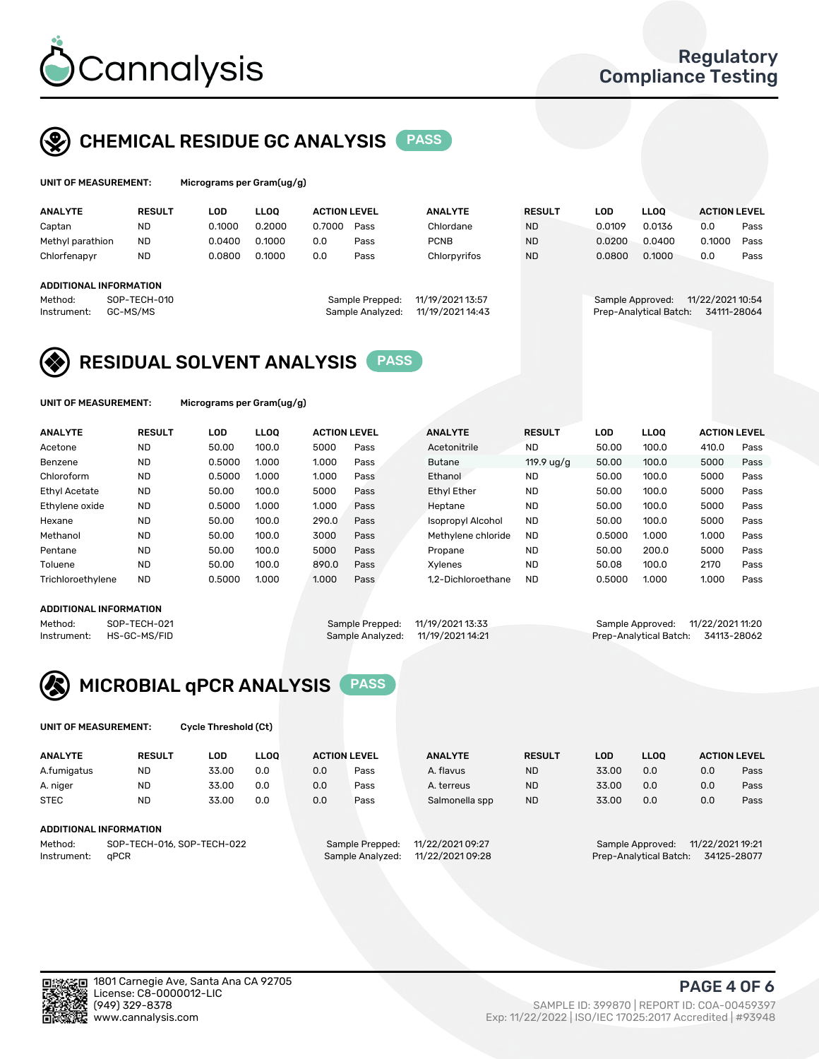# CHEMICAL RESIDUE GC ANALYSIS PASS

**UNIT OF MEASUREMENT:** Micrograms per Gram(ug/g)

| ANALYTE | RESULT | LOD | LLOQ | ACTION LEVEL | | ANALYTE | RESULT | LOD | LLOQ | ACTION LEVEL | |
|---|---|---|---|---|---|---|---|---|---|---|---|
| Captan | ND | 0.1000 | 0.2000 | 0.7000 | Pass | Chlordane | ND | 0.0109 | 0.0136 | 0.0 | Pass |
| Methyl parathion | ND | 0.0400 | 0.1000 | 0.0 | Pass | PCNB | ND | 0.0200 | 0.0400 | 0.1000 | Pass |
| Chlorfenapyr | ND | 0.0800 | 0.1000 | 0.0 | Pass | Chlorpyrifos | ND | 0.0800 | 0.1000 | 0.0 | Pass |

**ADDITIONAL INFORMATION**

Method: SOP-TECH-010
Instrument: GC-MS/MS
Sample Prepped: 11/19/2021 13:57
Sample Analyzed: 11/19/2021 14:43
Sample Approved: 11/22/2021 10:54
Prep-Analytical Batch: 34111-28064

# RESIDUAL SOLVENT ANALYSIS PASS

**UNIT OF MEASUREMENT:** Micrograms per Gram(ug/g)

| ANALYTE | RESULT | LOD | LLOQ | ACTION LEVEL | | ANALYTE | RESULT | LOD | LLOQ | ACTION LEVEL | |
|---|---|---|---|---|---|---|---|---|---|---|---|
| Acetone | ND | 50.00 | 100.0 | 5000 | Pass | Acetonitrile | ND | 50.00 | 100.0 | 410.0 | Pass |
| Benzene | ND | 0.5000 | 1.000 | 1.000 | Pass | Butane | 119.9 ug/g | 50.00 | 100.0 | 5000 | Pass |
| Chloroform | ND | 0.5000 | 1.000 | 1.000 | Pass | Ethanol | ND | 50.00 | 100.0 | 5000 | Pass |
| Ethyl Acetate | ND | 50.00 | 100.0 | 5000 | Pass | Ethyl Ether | ND | 50.00 | 100.0 | 5000 | Pass |
| Ethylene oxide | ND | 0.5000 | 1.000 | 1.000 | Pass | Heptane | ND | 50.00 | 100.0 | 5000 | Pass |
| Hexane | ND | 50.00 | 100.0 | 290.0 | Pass | Isopropyl Alcohol | ND | 50.00 | 100.0 | 5000 | Pass |
| Methanol | ND | 50.00 | 100.0 | 3000 | Pass | Methylene chloride | ND | 0.5000 | 1.000 | 1.000 | Pass |
| Pentane | ND | 50.00 | 100.0 | 5000 | Pass | Propane | ND | 50.00 | 200.0 | 5000 | Pass |
| Toluene | ND | 50.00 | 100.0 | 890.0 | Pass | Xylenes | ND | 50.08 | 100.0 | 2170 | Pass |
| Trichloroethylene | ND | 0.5000 | 1.000 | 1.000 | Pass | 1,2-Dichloroethane | ND | 0.5000 | 1.000 | 1.000 | Pass |

**ADDITIONAL INFORMATION**

Method: SOP-TECH-021
Instrument: HS-GC-MS/FID
Sample Prepped: 11/19/2021 13:33
Sample Analyzed: 11/19/2021 14:21
Sample Approved: 11/22/2021 11:20
Prep-Analytical Batch: 34113-28062

# MICROBIAL qPCR ANALYSIS PASS

**UNIT OF MEASUREMENT:** Cycle Threshold (Ct)

| ANALYTE | RESULT | LOD | LLOQ | ACTION LEVEL | | ANALYTE | RESULT | LOD | LLOQ | ACTION LEVEL | |
|---|---|---|---|---|---|---|---|---|---|---|---|
| A.fumigatus | ND | 33.00 | 0.0 | 0.0 | Pass | A. flavus | ND | 33.00 | 0.0 | 0.0 | Pass |
| A. niger | ND | 33.00 | 0.0 | 0.0 | Pass | A. terreus | ND | 33.00 | 0.0 | 0.0 | Pass |
| STEC | ND | 33.00 | 0.0 | 0.0 | Pass | Salmonella spp | ND | 33.00 | 0.0 | 0.0 | Pass |

**ADDITIONAL INFORMATION**

Method: SOP-TECH-016, SOP-TECH-022
Instrument: qPCR
Sample Prepped: 11/22/2021 09:27
Sample Analyzed: 11/22/2021 09:28
Sample Approved: 11/22/2021 19:21
Prep-Analytical Batch: 34125-28077

1801 Carnegie Ave, Santa Ana CA 92705
License: C8-0000012-LIC
(949) 329-8378
www.cannalysis.com

SAMPLE ID: 399870 | REPORT ID: COA-00459397
Exp: 11/22/2022 | ISO/IEC 17025:2017 Accredited | #93948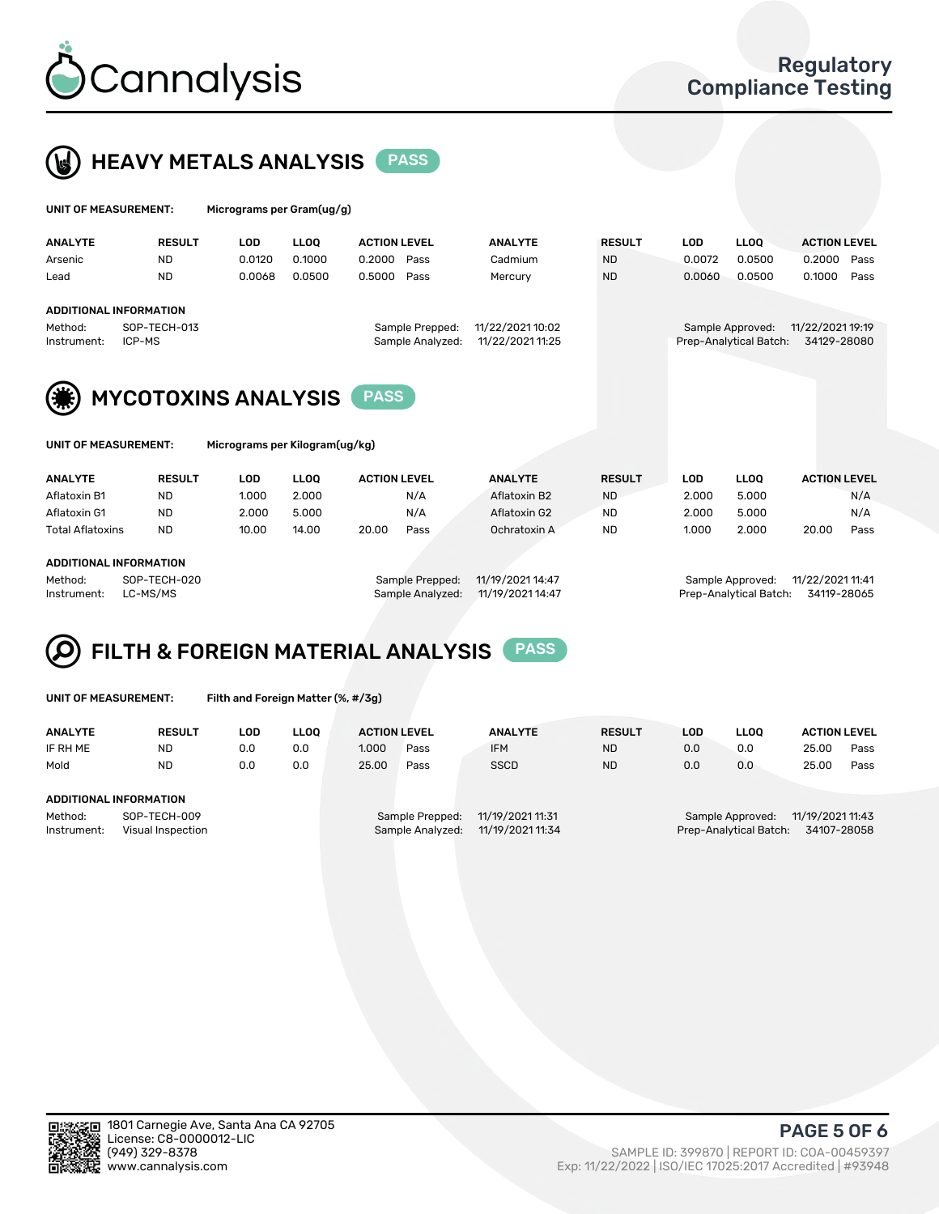# Cannalysis

## Regulatory Compliance Testing

## HEAVY METALS ANALYSIS PASS

**UNIT OF MEASUREMENT:** Micrograms per Gram(ug/g)

| ANALYTE | RESULT | LOD | LLOQ | ACTION LEVEL | | ANALYTE | RESULT | LOD | LLOQ | ACTION LEVEL | |
|---|---|---|---|---|---|---|---|---|---|---|---|
| Arsenic | ND | 0.0120 | 0.1000 | 0.2000 | Pass | Cadmium | ND | 0.0072 | 0.0500 | 0.2000 | Pass |
| Lead | ND | 0.0068 | 0.0500 | 0.5000 | Pass | Mercury | ND | 0.0060 | 0.0500 | 0.1000 | Pass |

**ADDITIONAL INFORMATION**

Method: SOP-TECH-013
Instrument: ICP-MS
Sample Prepped: 11/22/2021 10:02
Sample Analyzed: 11/22/2021 11:25
Sample Approved: 11/22/2021 19:19
Prep-Analytical Batch: 34129-28080

## MYCOTOXINS ANALYSIS PASS

**UNIT OF MEASUREMENT:** Micrograms per Kilogram(ug/kg)

| ANALYTE | RESULT | LOD | LLOQ | ACTION LEVEL | | ANALYTE | RESULT | LOD | LLOQ | ACTION LEVEL | |
|---|---|---|---|---|---|---|---|---|---|---|---|
| Aflatoxin B1 | ND | 1.000 | 2.000 | | N/A | Aflatoxin B2 | ND | 2.000 | 5.000 | | N/A |
| Aflatoxin G1 | ND | 2.000 | 5.000 | | N/A | Aflatoxin G2 | ND | 2.000 | 5.000 | | N/A |
| Total Aflatoxins | ND | 10.00 | 14.00 | 20.00 | Pass | Ochratoxin A | ND | 1.000 | 2.000 | 20.00 | Pass |

**ADDITIONAL INFORMATION**

Method: SOP-TECH-020
Instrument: LC-MS/MS
Sample Prepped: 11/19/2021 14:47
Sample Analyzed: 11/19/2021 14:47
Sample Approved: 11/22/2021 11:41
Prep-Analytical Batch: 34119-28065

## FILTH & FOREIGN MATERIAL ANALYSIS PASS

**UNIT OF MEASUREMENT:** Filth and Foreign Matter (%, #/3g)

| ANALYTE | RESULT | LOD | LLOQ | ACTION LEVEL | | ANALYTE | RESULT | LOD | LLOQ | ACTION LEVEL | |
|---|---|---|---|---|---|---|---|---|---|---|---|
| IF RH ME | ND | 0.0 | 0.0 | 1.000 | Pass | IFM | ND | 0.0 | 0.0 | 25.00 | Pass |
| Mold | ND | 0.0 | 0.0 | 25.00 | Pass | SSCD | ND | 0.0 | 0.0 | 25.00 | Pass |

**ADDITIONAL INFORMATION**

Method: SOP-TECH-009
Instrument: Visual Inspection
Sample Prepped: 11/19/2021 11:31
Sample Analyzed: 11/19/2021 11:34
Sample Approved: 11/19/2021 11:43
Prep-Analytical Batch: 34107-28058

1801 Carnegie Ave, Santa Ana CA 92705
License: C8-0000012-LIC
(949) 329-8378
www.cannalysis.com

SAMPLE ID: 399870 | REPORT ID: COA-00459397
Exp: 11/22/2022 | ISO/IEC 17025:2017 Accredited | #93948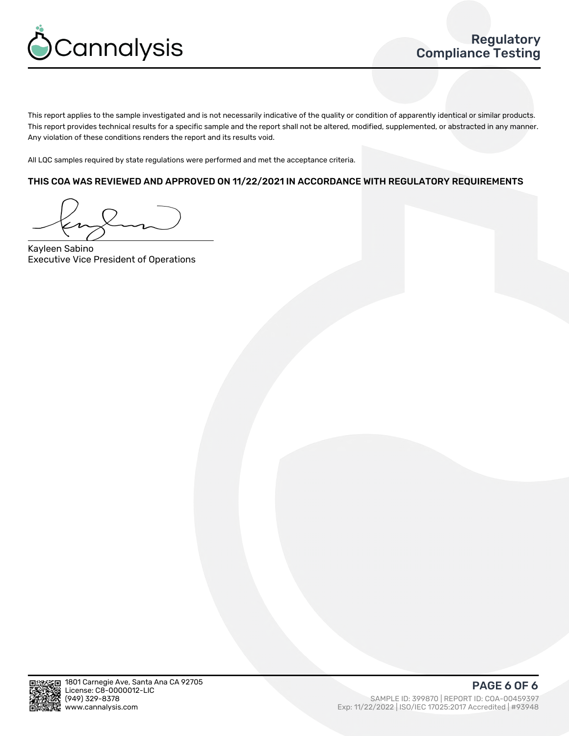This report applies to the sample investigated and is not necessarily indicative of the quality or condition of apparently identical or similar products. This report provides technical results for a specific sample and the report shall not be altered, modified, supplemented, or abstracted in any manner. Any violation of these conditions renders the report and its results void.

All LQC samples required by state regulations were performed and met the acceptance criteria.

**THIS COA WAS REVIEWED AND APPROVED ON 11/22/2021 IN ACCORDANCE WITH REGULATORY REQUIREMENTS**

Kayleen Sabino
Executive Vice President of Operations